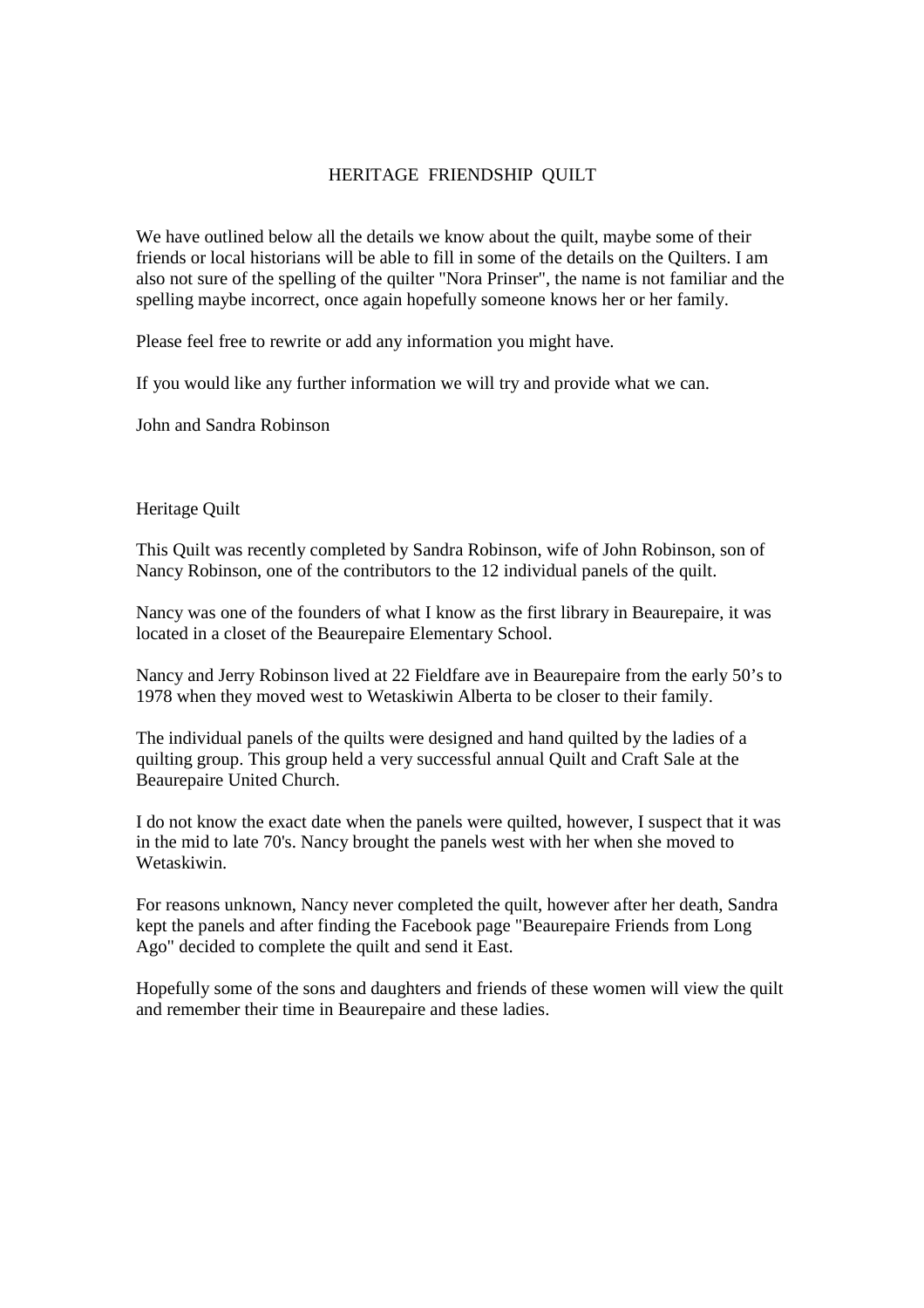# HERITAGE FRIENDSHIP QUILT

We have outlined below all the details we know about the quilt, maybe some of their friends or local historians will be able to fill in some of the details on the Quilters. I am also not sure of the spelling of the quilter "Nora Prinser", the name is not familiar and the spelling maybe incorrect, once again hopefully someone knows her or her family.

Please feel free to rewrite or add any information you might have.

If you would like any further information we will try and provide what we can.

John and Sandra Robinson

## Heritage Quilt

This Quilt was recently completed by Sandra Robinson, wife of John Robinson, son of Nancy Robinson, one of the contributors to the 12 individual panels of the quilt.

Nancy was one of the founders of what I know as the first library in Beaurepaire, it was located in a closet of the Beaurepaire Elementary School.

Nancy and Jerry Robinson lived at 22 Fieldfare ave in Beaurepaire from the early 50's to 1978 when they moved west to Wetaskiwin Alberta to be closer to their family.

The individual panels of the quilts were designed and hand quilted by the ladies of a quilting group. This group held a very successful annual Quilt and Craft Sale at the Beaurepaire United Church.

I do not know the exact date when the panels were quilted, however, I suspect that it was in the mid to late 70's. Nancy brought the panels west with her when she moved to Wetaskiwin.

For reasons unknown, Nancy never completed the quilt, however after her death, Sandra kept the panels and after finding the Facebook page "Beaurepaire Friends from Long Ago" decided to complete the quilt and send it East.

Hopefully some of the sons and daughters and friends of these women will view the quilt and remember their time in Beaurepaire and these ladies.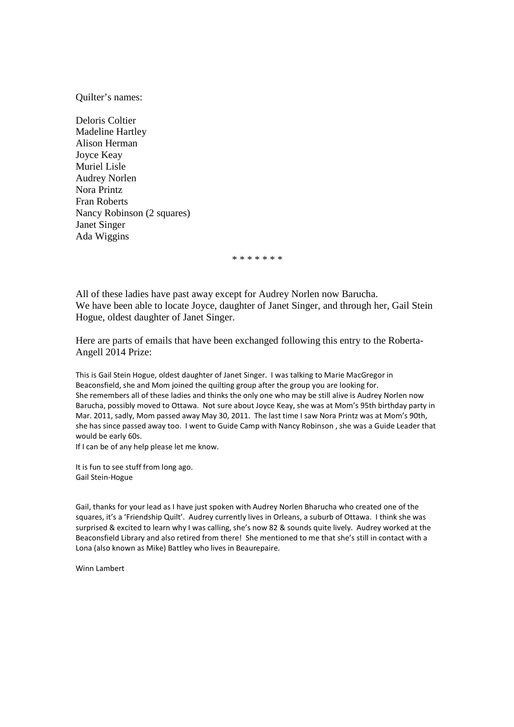Quilter's names:

Deloris Coltier
Madeline Hartley
Alison Herman
Joyce Keay
Muriel Lisle
Audrey Norlen
Nora Printz
Fran Roberts
Nancy Robinson (2 squares)
Janet Singer
Ada Wiggins

* * * * * * *

All of these ladies have past away except for Audrey Norlen now Barucha.
We have been able to locate Joyce, daughter of Janet Singer, and through her, Gail Stein Hogue, oldest daughter of Janet Singer.

Here are parts of emails that have been exchanged following this entry to the Roberta-Angell 2014 Prize:

This is Gail Stein Hogue, oldest daughter of Janet Singer. I was talking to Marie MacGregor in Beaconsfield, she and Mom joined the quilting group after the group you are looking for.
She remembers all of these ladies and thinks the only one who may be still alive is Audrey Norlen now Barucha, possibly moved to Ottawa. Not sure about Joyce Keay, she was at Mom's 95th birthday party in Mar. 2011, sadly, Mom passed away May 30, 2011. The last time I saw Nora Printz was at Mom's 90th, she has since passed away too. I went to Guide Camp with Nancy Robinson , she was a Guide Leader that would be early 60s.
If I can be of any help please let me know.

It is fun to see stuff from long ago.
Gail Stein-Hogue

Gail, thanks for your lead as I have just spoken with Audrey Norlen Bharucha who created one of the squares, it's a 'Friendship Quilt'. Audrey currently lives in Orleans, a suburb of Ottawa. I think she was surprised & excited to learn why I was calling, she's now 82 & sounds quite lively. Audrey worked at the Beaconsfield Library and also retired from there! She mentioned to me that she's still in contact with a Lona (also known as Mike) Battley who lives in Beaurepaire.

Winn Lambert